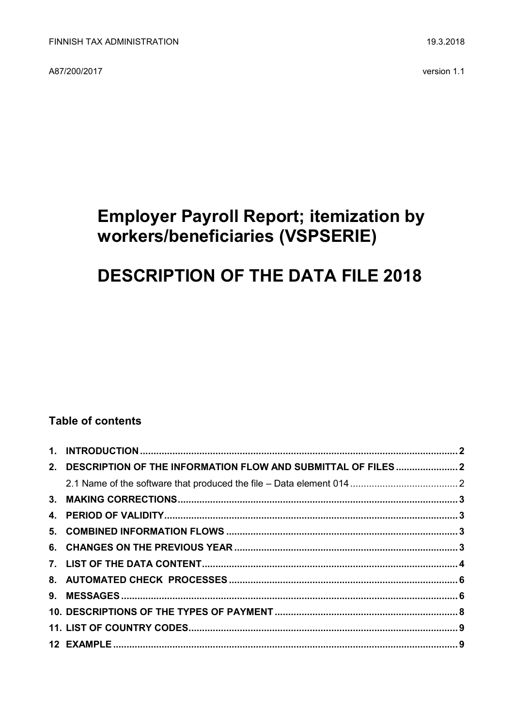FINNISH TAX ADMINISTRATION 19.3.2018

A87/200/2017 version 1.1

# Employer Payroll Report; itemization by workers/beneficiaries (VSPSERIE)

# DESCRIPTION OF THE DATA FILE 2018

## Table of contents

**1. INTRODUCTION** .......... **2**

**2. DESCRIPTION OF THE INFORMATION FLOW AND SUBMITTAL OF FILES** .......... **2**

2.1 Name of the software that produced the file – Data element 014 .......... 2

**3. MAKING CORRECTIONS** .......... **3**

**4. PERIOD OF VALIDITY** .......... **3**

**5. COMBINED INFORMATION FLOWS** .......... **3**

**6. CHANGES ON THE PREVIOUS YEAR** .......... **3**

**7. LIST OF THE DATA CONTENT** .......... **4**

**8. AUTOMATED CHECK PROCESSES** .......... **6**

**9. MESSAGES** .......... **6**

**10. DESCRIPTIONS OF THE TYPES OF PAYMENT** .......... **8**

**11. LIST OF COUNTRY CODES** .......... **9**

**12 EXAMPLE** .......... **9**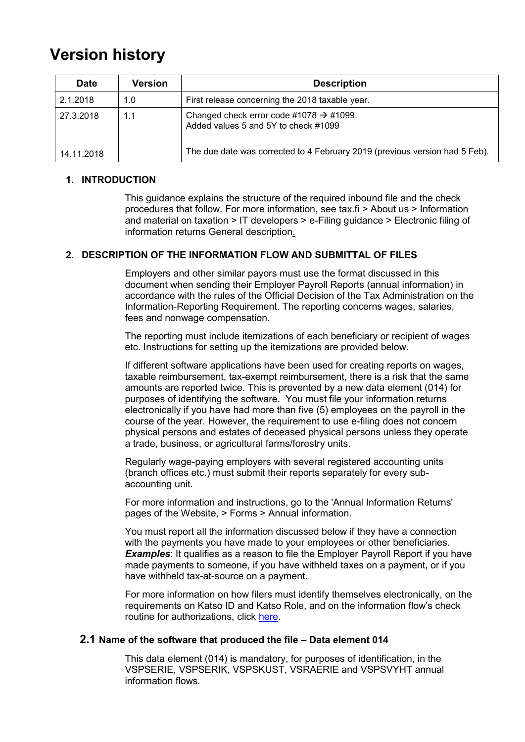# Version history

| Date | Version | Description |
|---|---|---|
| 2.1.2018 | 1.0 | First release concerning the 2018 taxable year. |
| 27.3.2018 | 1.1 | Changed check error code #1078 → #1099. Added values 5 and 5Y to check #1099 |
| 14.11.2018 | | The due date was corrected to 4 February 2019 (previous version had 5 Feb). |

## 1. INTRODUCTION

This guidance explains the structure of the required inbound file and the check procedures that follow. For more information, see tax.fi > About us > Information and material on taxation > IT developers > e-Filing guidance > Electronic filing of information returns General description.

## 2. DESCRIPTION OF THE INFORMATION FLOW AND SUBMITTAL OF FILES

Employers and other similar payors must use the format discussed in this document when sending their Employer Payroll Reports (annual information) in accordance with the rules of the Official Decision of the Tax Administration on the Information-Reporting Requirement. The reporting concerns wages, salaries, fees and nonwage compensation.

The reporting must include itemizations of each beneficiary or recipient of wages etc. Instructions for setting up the itemizations are provided below.

If different software applications have been used for creating reports on wages, taxable reimbursement, tax-exempt reimbursement, there is a risk that the same amounts are reported twice. This is prevented by a new data element (014) for purposes of identifying the software. You must file your information returns electronically if you have had more than five (5) employees on the payroll in the course of the year. However, the requirement to use e-filing does not concern physical persons and estates of deceased physical persons unless they operate a trade, business, or agricultural farms/forestry units.

Regularly wage-paying employers with several registered accounting units (branch offices etc.) must submit their reports separately for every sub-accounting unit.

For more information and instructions, go to the 'Annual Information Returns' pages of the Website, > Forms > Annual information.

You must report all the information discussed below if they have a connection with the payments you have made to your employees or other beneficiaries. ***Examples***: It qualifies as a reason to file the Employer Payroll Report if you have made payments to someone, if you have withheld taxes on a payment, or if you have withheld tax-at-source on a payment.

For more information on how filers must identify themselves electronically, on the requirements on Katso ID and Katso Role, and on the information flow's check routine for authorizations, click here.

### 2.1 Name of the software that produced the file – Data element 014

This data element (014) is mandatory, for purposes of identification, in the VSPSERIE, VSPSERIK, VSPSKUST, VSRAERIE and VSPSVYHT annual information flows.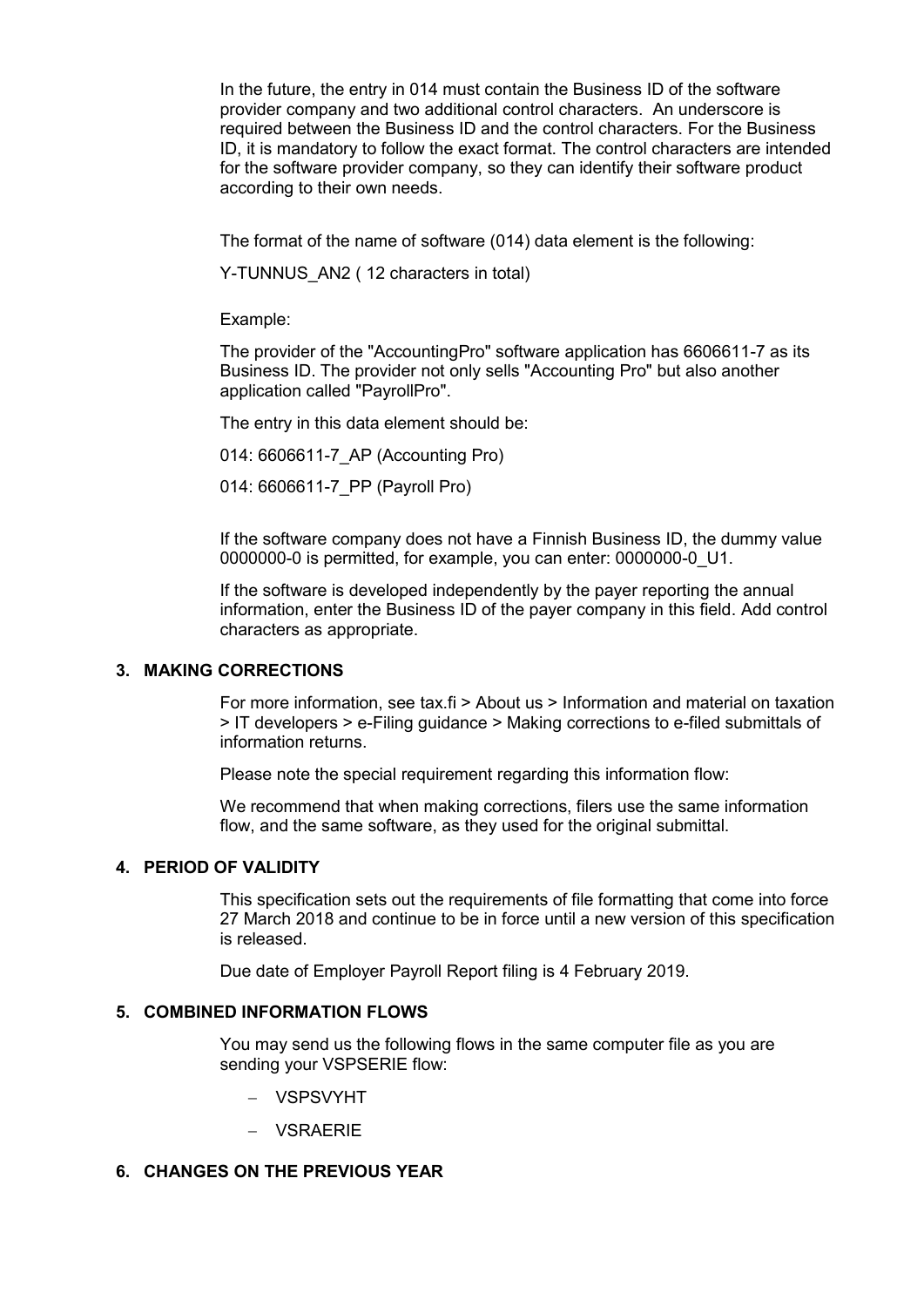In the future, the entry in 014 must contain the Business ID of the software provider company and two additional control characters. An underscore is required between the Business ID and the control characters. For the Business ID, it is mandatory to follow the exact format. The control characters are intended for the software provider company, so they can identify their software product according to their own needs.

The format of the name of software (014) data element is the following:

Y-TUNNUS_AN2 ( 12 characters in total)

Example:

The provider of the "AccountingPro" software application has 6606611-7 as its Business ID. The provider not only sells "Accounting Pro" but also another application called "PayrollPro".

The entry in this data element should be:

014: 6606611-7_AP (Accounting Pro)

014: 6606611-7_PP (Payroll Pro)

If the software company does not have a Finnish Business ID, the dummy value 0000000-0 is permitted, for example, you can enter: 0000000-0_U1.

If the software is developed independently by the payer reporting the annual information, enter the Business ID of the payer company in this field. Add control characters as appropriate.

## 3. MAKING CORRECTIONS

For more information, see tax.fi > About us > Information and material on taxation > IT developers > e-Filing guidance > Making corrections to e-filed submittals of information returns.

Please note the special requirement regarding this information flow:

We recommend that when making corrections, filers use the same information flow, and the same software, as they used for the original submittal.

## 4. PERIOD OF VALIDITY

This specification sets out the requirements of file formatting that come into force 27 March 2018 and continue to be in force until a new version of this specification is released.

Due date of Employer Payroll Report filing is 4 February 2019.

## 5. COMBINED INFORMATION FLOWS

You may send us the following flows in the same computer file as you are sending your VSPSERIE flow:

- VSPSVYHT
- VSRAERIE

## 6. CHANGES ON THE PREVIOUS YEAR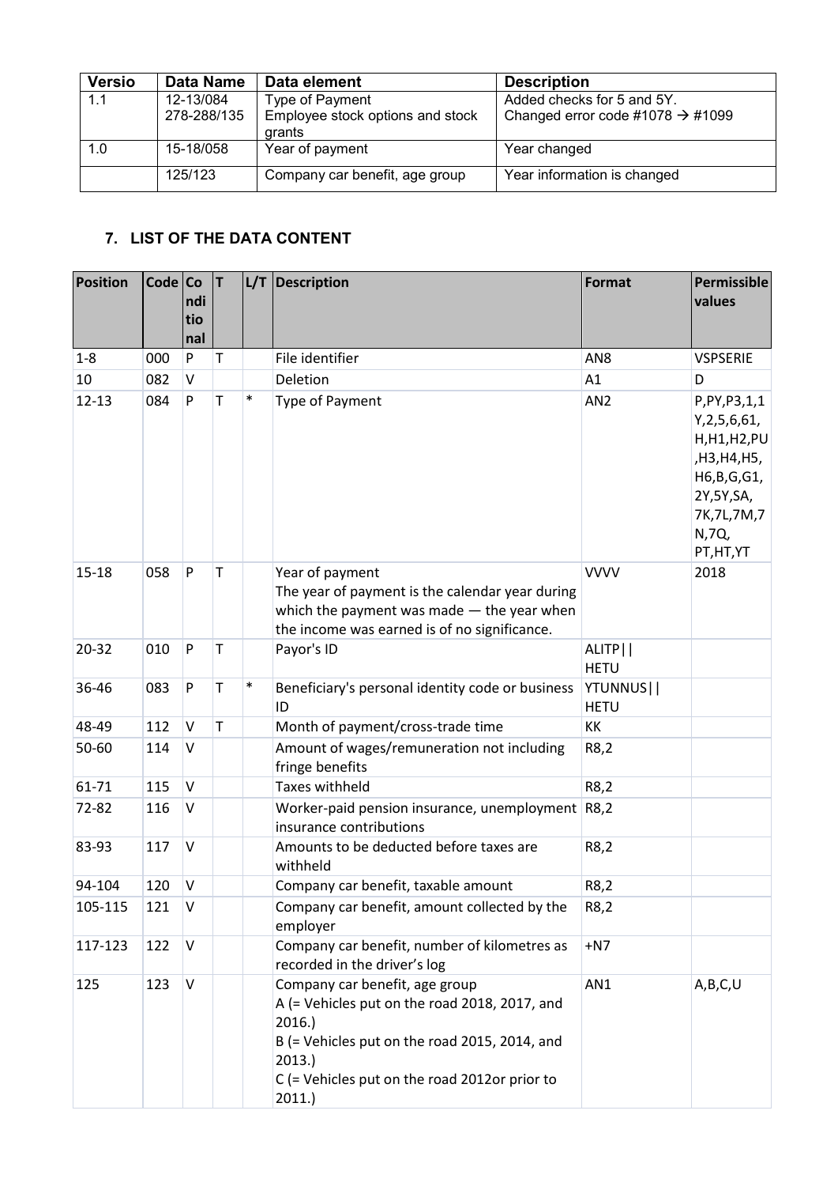| Versio | Data Name | Data element | Description |
|---|---|---|---|
| 1.1 | 12-13/084<br>278-288/135 | Type of Payment<br>Employee stock options and stock grants | Added checks for 5 and 5Y.<br>Changed error code #1078 → #1099 |
| 1.0 | 15-18/058 | Year of payment | Year changed |
| | 125/123 | Company car benefit, age group | Year information is changed |

## 7. LIST OF THE DATA CONTENT

| Position | Code | Conditional | T | L/T | Description | Format | Permissible values |
|---|---|---|---|---|---|---|---|
| 1-8 | 000 | P | T | | File identifier | AN8 | VSPSERIE |
| 10 | 082 | V | | | Deletion | A1 | D |
| 12-13 | 084 | P | T | * | Type of Payment | AN2 | P,PY,P3,1,1Y,2,5,6,61,H,H1,H2,PU,H3,H4,H5,H6,B,G,G1,2Y,5Y,SA,7K,7L,7M,7N,7Q,PT,HT,YT |
| 15-18 | 058 | P | T | | Year of payment<br>The year of payment is the calendar year during which the payment was made — the year when the income was earned is of no significance. | VVVV | 2018 |
| 20-32 | 010 | P | T | | Payor's ID | ALITP\|\|<br>HETU | |
| 36-46 | 083 | P | T | * | Beneficiary's personal identity code or business ID | YTUNNUS\|\|<br>HETU | |
| 48-49 | 112 | V | T | | Month of payment/cross-trade time | KK | |
| 50-60 | 114 | V | | | Amount of wages/remuneration not including fringe benefits | R8,2 | |
| 61-71 | 115 | V | | | Taxes withheld | R8,2 | |
| 72-82 | 116 | V | | | Worker-paid pension insurance, unemployment insurance contributions | R8,2 | |
| 83-93 | 117 | V | | | Amounts to be deducted before taxes are withheld | R8,2 | |
| 94-104 | 120 | V | | | Company car benefit, taxable amount | R8,2 | |
| 105-115 | 121 | V | | | Company car benefit, amount collected by the employer | R8,2 | |
| 117-123 | 122 | V | | | Company car benefit, number of kilometres as recorded in the driver's log | +N7 | |
| 125 | 123 | V | | | Company car benefit, age group<br>A (= Vehicles put on the road 2018, 2017, and 2016.)<br>B (= Vehicles put on the road 2015, 2014, and 2013.)<br>C (= Vehicles put on the road 2012or prior to 2011.) | AN1 | A,B,C,U |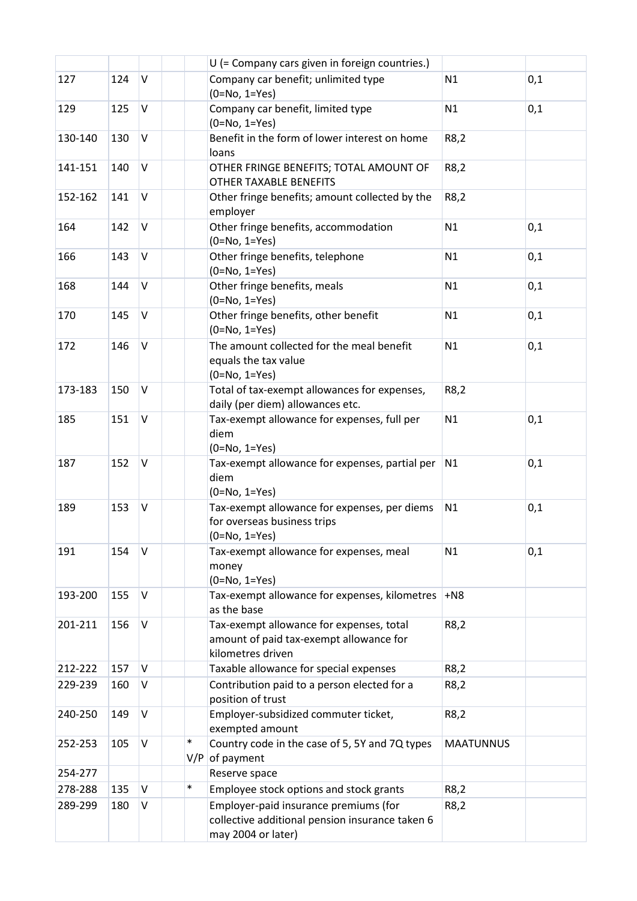| | | | | | | | |
|---|---|---|---|---|---|---|---|
| | | | | | U (= Company cars given in foreign countries.) | | |
| 127 | 124 | V | | | Company car benefit; unlimited type (0=No, 1=Yes) | N1 | 0,1 |
| 129 | 125 | V | | | Company car benefit, limited type (0=No, 1=Yes) | N1 | 0,1 |
| 130-140 | 130 | V | | | Benefit in the form of lower interest on home loans | R8,2 | |
| 141-151 | 140 | V | | | OTHER FRINGE BENEFITS; TOTAL AMOUNT OF OTHER TAXABLE BENEFITS | R8,2 | |
| 152-162 | 141 | V | | | Other fringe benefits; amount collected by the employer | R8,2 | |
| 164 | 142 | V | | | Other fringe benefits, accommodation (0=No, 1=Yes) | N1 | 0,1 |
| 166 | 143 | V | | | Other fringe benefits, telephone (0=No, 1=Yes) | N1 | 0,1 |
| 168 | 144 | V | | | Other fringe benefits, meals (0=No, 1=Yes) | N1 | 0,1 |
| 170 | 145 | V | | | Other fringe benefits, other benefit (0=No, 1=Yes) | N1 | 0,1 |
| 172 | 146 | V | | | The amount collected for the meal benefit equals the tax value (0=No, 1=Yes) | N1 | 0,1 |
| 173-183 | 150 | V | | | Total of tax-exempt allowances for expenses, daily (per diem) allowances etc. | R8,2 | |
| 185 | 151 | V | | | Tax-exempt allowance for expenses, full per diem (0=No, 1=Yes) | N1 | 0,1 |
| 187 | 152 | V | | | Tax-exempt allowance for expenses, partial per diem (0=No, 1=Yes) | N1 | 0,1 |
| 189 | 153 | V | | | Tax-exempt allowance for expenses, per diems for overseas business trips (0=No, 1=Yes) | N1 | 0,1 |
| 191 | 154 | V | | | Tax-exempt allowance for expenses, meal money (0=No, 1=Yes) | N1 | 0,1 |
| 193-200 | 155 | V | | | Tax-exempt allowance for expenses, kilometres as the base | +N8 | |
| 201-211 | 156 | V | | | Tax-exempt allowance for expenses, total amount of paid tax-exempt allowance for kilometres driven | R8,2 | |
| 212-222 | 157 | V | | | Taxable allowance for special expenses | R8,2 | |
| 229-239 | 160 | V | | | Contribution paid to a person elected for a position of trust | R8,2 | |
| 240-250 | 149 | V | | | Employer-subsidized commuter ticket, exempted amount | R8,2 | |
| 252-253 | 105 | V | | * V/P | Country code in the case of 5, 5Y and 7Q types of payment | MAATUNNUS | |
| 254-277 | | | | | Reserve space | | |
| 278-288 | 135 | V | | * | Employee stock options and stock grants | R8,2 | |
| 289-299 | 180 | V | | | Employer-paid insurance premiums (for collective additional pension insurance taken 6 may 2004 or later) | R8,2 | |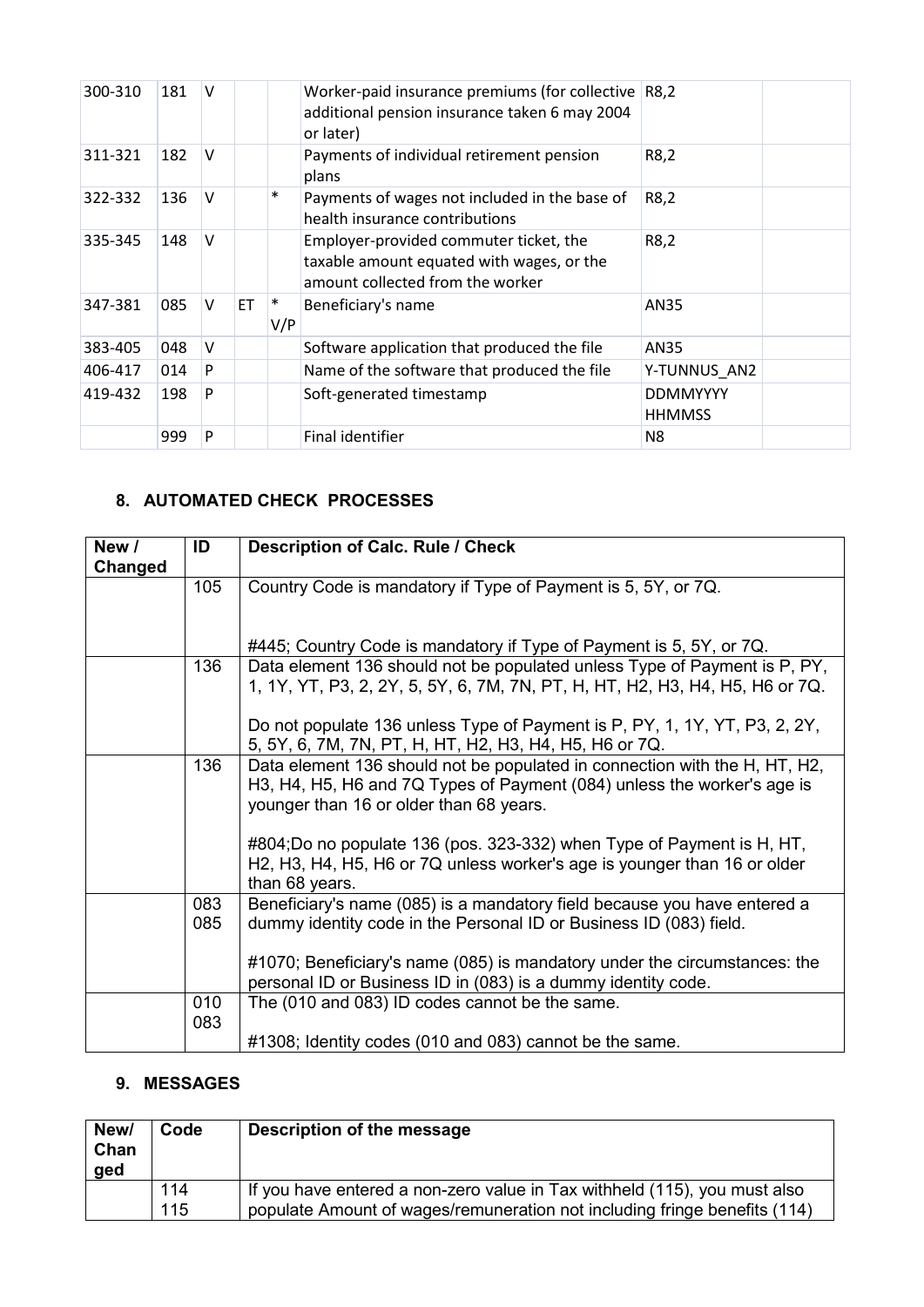| | | | | | | | |
|---|---|---|---|---|---|---|---|
| 300-310 | 181 | V | | | Worker-paid insurance premiums (for collective additional pension insurance taken 6 may 2004 or later) | R8,2 | |
| 311-321 | 182 | V | | | Payments of individual retirement pension plans | R8,2 | |
| 322-332 | 136 | V | | * | Payments of wages not included in the base of health insurance contributions | R8,2 | |
| 335-345 | 148 | V | | | Employer-provided commuter ticket, the taxable amount equated with wages, or the amount collected from the worker | R8,2 | |
| 347-381 | 085 | V | ET | * V/P | Beneficiary's name | AN35 | |
| 383-405 | 048 | V | | | Software application that produced the file | AN35 | |
| 406-417 | 014 | P | | | Name of the software that produced the file | Y-TUNNUS_AN2 | |
| 419-432 | 198 | P | | | Soft-generated timestamp | DDMMYYYY HHMMSS | |
| | 999 | P | | | Final identifier | N8 | |

## 8. AUTOMATED CHECK PROCESSES

| New / Changed | ID | Description of Calc. Rule / Check |
|---|---|---|
| | 105 | Country Code is mandatory if Type of Payment is 5, 5Y, or 7Q.<br><br>#445; Country Code is mandatory if Type of Payment is 5, 5Y, or 7Q. |
| | 136 | Data element 136 should not be populated unless Type of Payment is P, PY, 1, 1Y, YT, P3, 2, 2Y, 5, 5Y, 6, 7M, 7N, PT, H, HT, H2, H3, H4, H5, H6 or 7Q.<br><br>Do not populate 136 unless Type of Payment is P, PY, 1, 1Y, YT, P3, 2, 2Y, 5, 5Y, 6, 7M, 7N, PT, H, HT, H2, H3, H4, H5, H6 or 7Q. |
| | 136 | Data element 136 should not be populated in connection with the H, HT, H2, H3, H4, H5, H6 and 7Q Types of Payment (084) unless the worker's age is younger than 16 or older than 68 years.<br><br>#804;Do no populate 136 (pos. 323-332) when Type of Payment is H, HT, H2, H3, H4, H5, H6 or 7Q unless worker's age is younger than 16 or older than 68 years. |
| | 083<br>085 | Beneficiary's name (085) is a mandatory field because you have entered a dummy identity code in the Personal ID or Business ID (083) field.<br><br>#1070; Beneficiary's name (085) is mandatory under the circumstances: the personal ID or Business ID in (083) is a dummy identity code. |
| | 010<br>083 | The (010 and 083) ID codes cannot be the same.<br><br>#1308; Identity codes (010 and 083) cannot be the same. |

## 9. MESSAGES

| New/ Changed | Code | Description of the message |
|---|---|---|
| | 114<br>115 | If you have entered a non-zero value in Tax withheld (115), you must also populate Amount of wages/remuneration not including fringe benefits (114) |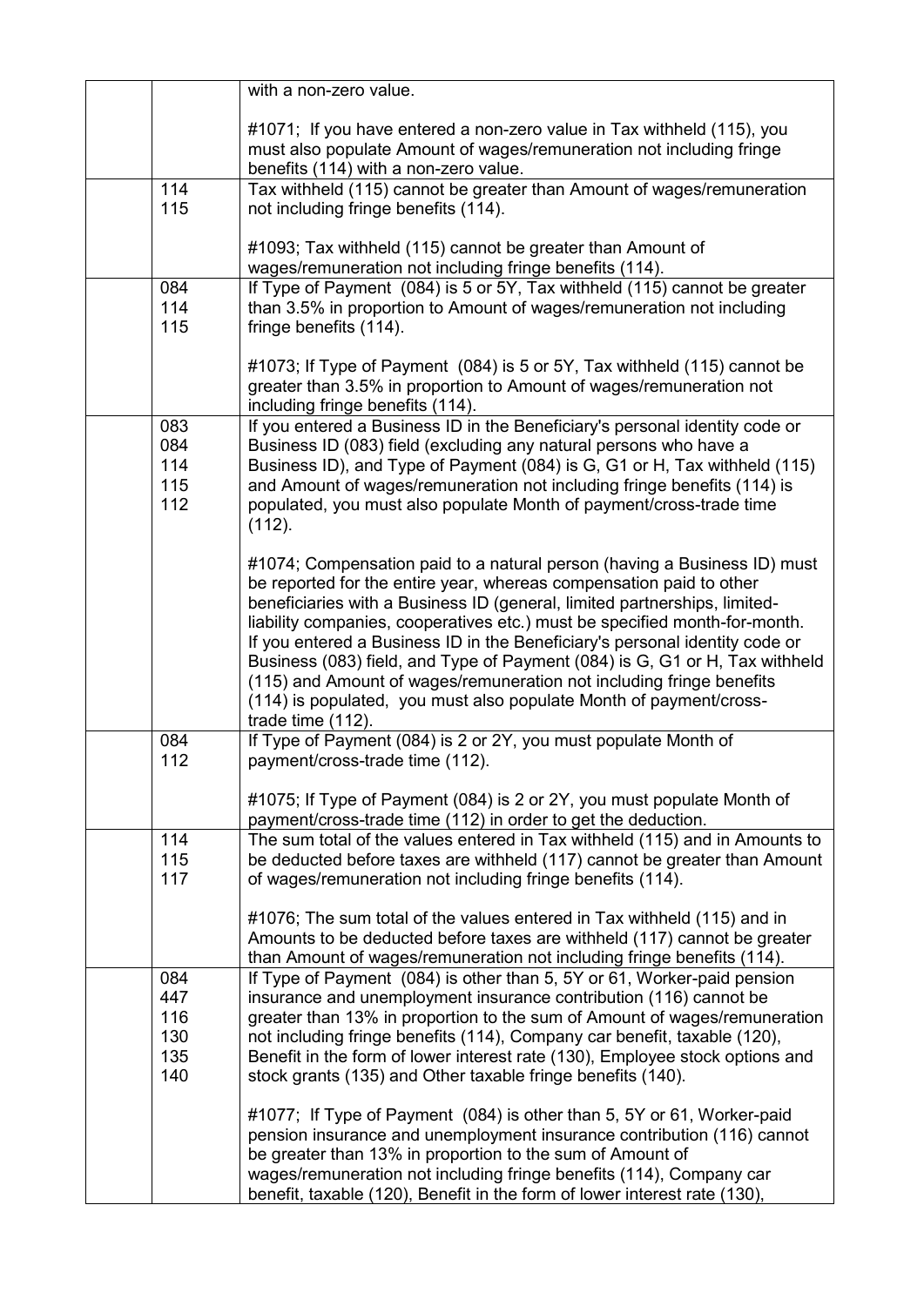| | | |
|---|---|---|
| | | with a non-zero value.<br><br>#1071; If you have entered a non-zero value in Tax withheld (115), you must also populate Amount of wages/remuneration not including fringe benefits (114) with a non-zero value. |
| | 114<br>115 | Tax withheld (115) cannot be greater than Amount of wages/remuneration not including fringe benefits (114).<br><br>#1093; Tax withheld (115) cannot be greater than Amount of wages/remuneration not including fringe benefits (114). |
| | 084<br>114<br>115 | If Type of Payment (084) is 5 or 5Y, Tax withheld (115) cannot be greater than 3.5% in proportion to Amount of wages/remuneration not including fringe benefits (114).<br><br>#1073; If Type of Payment (084) is 5 or 5Y, Tax withheld (115) cannot be greater than 3.5% in proportion to Amount of wages/remuneration not including fringe benefits (114). |
| | 083<br>084<br>114<br>115<br>112 | If you entered a Business ID in the Beneficiary's personal identity code or Business ID (083) field (excluding any natural persons who have a Business ID), and Type of Payment (084) is G, G1 or H, Tax withheld (115) and Amount of wages/remuneration not including fringe benefits (114) is populated, you must also populate Month of payment/cross-trade time (112).<br><br>#1074; Compensation paid to a natural person (having a Business ID) must be reported for the entire year, whereas compensation paid to other beneficiaries with a Business ID (general, limited partnerships, limited-liability companies, cooperatives etc.) must be specified month-for-month. If you entered a Business ID in the Beneficiary's personal identity code or Business (083) field, and Type of Payment (084) is G, G1 or H, Tax withheld (115) and Amount of wages/remuneration not including fringe benefits (114) is populated, you must also populate Month of payment/cross-trade time (112). |
| | 084<br>112 | If Type of Payment (084) is 2 or 2Y, you must populate Month of payment/cross-trade time (112).<br><br>#1075; If Type of Payment (084) is 2 or 2Y, you must populate Month of payment/cross-trade time (112) in order to get the deduction. |
| | 114<br>115<br>117 | The sum total of the values entered in Tax withheld (115) and in Amounts to be deducted before taxes are withheld (117) cannot be greater than Amount of wages/remuneration not including fringe benefits (114).<br><br>#1076; The sum total of the values entered in Tax withheld (115) and in Amounts to be deducted before taxes are withheld (117) cannot be greater than Amount of wages/remuneration not including fringe benefits (114). |
| | 084<br>447<br>116<br>130<br>135<br>140 | If Type of Payment (084) is other than 5, 5Y or 61, Worker-paid pension insurance and unemployment insurance contribution (116) cannot be greater than 13% in proportion to the sum of Amount of wages/remuneration not including fringe benefits (114), Company car benefit, taxable (120), Benefit in the form of lower interest rate (130), Employee stock options and stock grants (135) and Other taxable fringe benefits (140).<br><br>#1077; If Type of Payment (084) is other than 5, 5Y or 61, Worker-paid pension insurance and unemployment insurance contribution (116) cannot be greater than 13% in proportion to the sum of Amount of wages/remuneration not including fringe benefits (114), Company car benefit, taxable (120), Benefit in the form of lower interest rate (130), |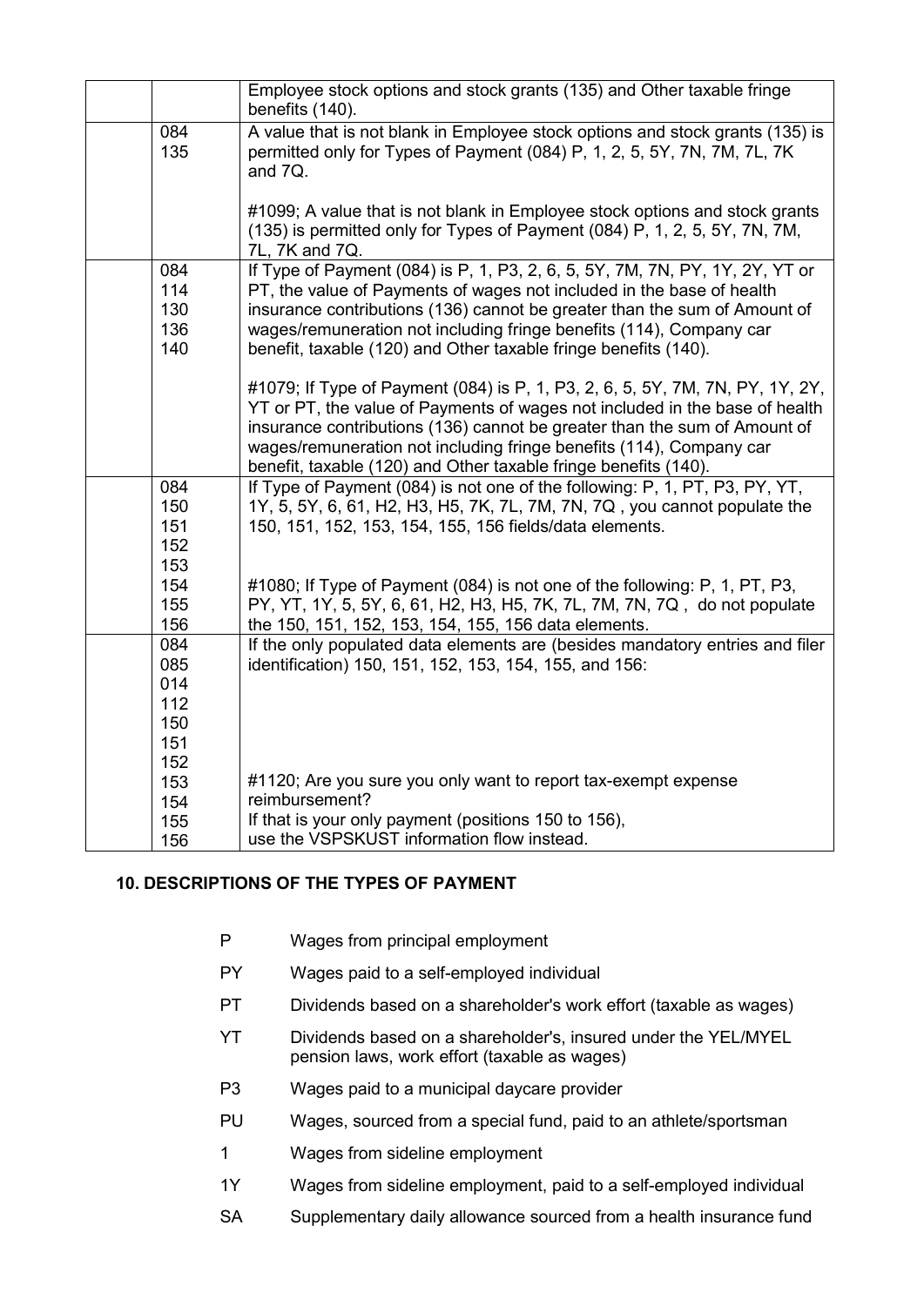| | | |
|---|---|---|
| | | Employee stock options and stock grants (135) and Other taxable fringe benefits (140). |
| | 084<br>135 | A value that is not blank in Employee stock options and stock grants (135) is permitted only for Types of Payment (084) P, 1, 2, 5, 5Y, 7N, 7M, 7L, 7K and 7Q.<br><br>#1099; A value that is not blank in Employee stock options and stock grants (135) is permitted only for Types of Payment (084) P, 1, 2, 5, 5Y, 7N, 7M, 7L, 7K and 7Q. |
| | 084<br>114<br>130<br>136<br>140 | If Type of Payment (084) is P, 1, P3, 2, 6, 5, 5Y, 7M, 7N, PY, 1Y, 2Y, YT or PT, the value of Payments of wages not included in the base of health insurance contributions (136) cannot be greater than the sum of Amount of wages/remuneration not including fringe benefits (114), Company car benefit, taxable (120) and Other taxable fringe benefits (140).<br><br>#1079; If Type of Payment (084) is P, 1, P3, 2, 6, 5, 5Y, 7M, 7N, PY, 1Y, 2Y, YT or PT, the value of Payments of wages not included in the base of health insurance contributions (136) cannot be greater than the sum of Amount of wages/remuneration not including fringe benefits (114), Company car benefit, taxable (120) and Other taxable fringe benefits (140). |
| | 084<br>150<br>151<br>152<br>153<br>154<br>155<br>156 | If Type of Payment (084) is not one of the following: P, 1, PT, P3, PY, YT, 1Y, 5, 5Y, 6, 61, H2, H3, H5, 7K, 7L, 7M, 7N, 7Q , you cannot populate the 150, 151, 152, 153, 154, 155, 156 fields/data elements.<br><br>#1080; If Type of Payment (084) is not one of the following: P, 1, PT, P3, PY, YT, 1Y, 5, 5Y, 6, 61, H2, H3, H5, 7K, 7L, 7M, 7N, 7Q , do not populate the 150, 151, 152, 153, 154, 155, 156 data elements. |
| | 084<br>085<br>014<br>112<br>150<br>151<br>152<br>153<br>154<br>155<br>156 | If the only populated data elements are (besides mandatory entries and filer identification) 150, 151, 152, 153, 154, 155, and 156:<br><br>#1120; Are you sure you only want to report tax-exempt expense reimbursement?<br>If that is your only payment (positions 150 to 156),<br>use the VSPSKUST information flow instead. |

## 10. DESCRIPTIONS OF THE TYPES OF PAYMENT

| | |
|---|---|
| P | Wages from principal employment |
| PY | Wages paid to a self-employed individual |
| PT | Dividends based on a shareholder's work effort (taxable as wages) |
| YT | Dividends based on a shareholder's, insured under the YEL/MYEL pension laws, work effort (taxable as wages) |
| P3 | Wages paid to a municipal daycare provider |
| PU | Wages, sourced from a special fund, paid to an athlete/sportsman |
| 1 | Wages from sideline employment |
| 1Y | Wages from sideline employment, paid to a self-employed individual |
| SA | Supplementary daily allowance sourced from a health insurance fund |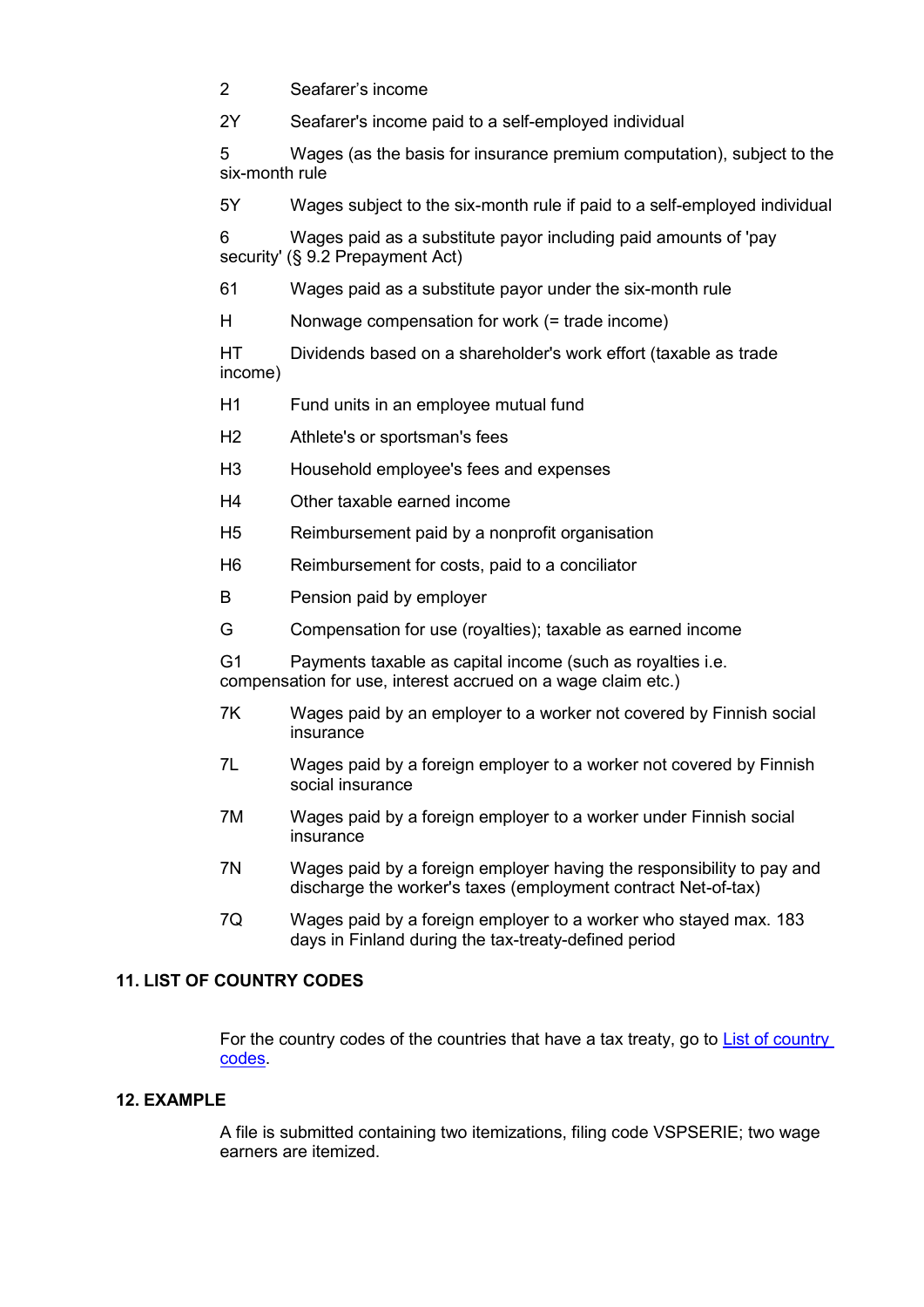| | |
|---|---|
| 2 | Seafarer's income |
| 2Y | Seafarer's income paid to a self-employed individual |
| 5 | Wages (as the basis for insurance premium computation), subject to the six-month rule |
| 5Y | Wages subject to the six-month rule if paid to a self-employed individual |
| 6 | Wages paid as a substitute payor including paid amounts of 'pay security' (§ 9.2 Prepayment Act) |
| 61 | Wages paid as a substitute payor under the six-month rule |
| H | Nonwage compensation for work (= trade income) |
| HT | Dividends based on a shareholder's work effort (taxable as trade income) |
| H1 | Fund units in an employee mutual fund |
| H2 | Athlete's or sportsman's fees |
| H3 | Household employee's fees and expenses |
| H4 | Other taxable earned income |
| H5 | Reimbursement paid by a nonprofit organisation |
| H6 | Reimbursement for costs, paid to a conciliator |
| B | Pension paid by employer |
| G | Compensation for use (royalties); taxable as earned income |
| G1 | Payments taxable as capital income (such as royalties i.e. compensation for use, interest accrued on a wage claim etc.) |
| 7K | Wages paid by an employer to a worker not covered by Finnish social insurance |
| 7L | Wages paid by a foreign employer to a worker not covered by Finnish social insurance |
| 7M | Wages paid by a foreign employer to a worker under Finnish social insurance |
| 7N | Wages paid by a foreign employer having the responsibility to pay and discharge the worker's taxes (employment contract Net-of-tax) |
| 7Q | Wages paid by a foreign employer to a worker who stayed max. 183 days in Finland during the tax-treaty-defined period |

## 11. LIST OF COUNTRY CODES

For the country codes of the countries that have a tax treaty, go to [List of country codes](#).

## 12. EXAMPLE

A file is submitted containing two itemizations, filing code VSPSERIE; two wage earners are itemized.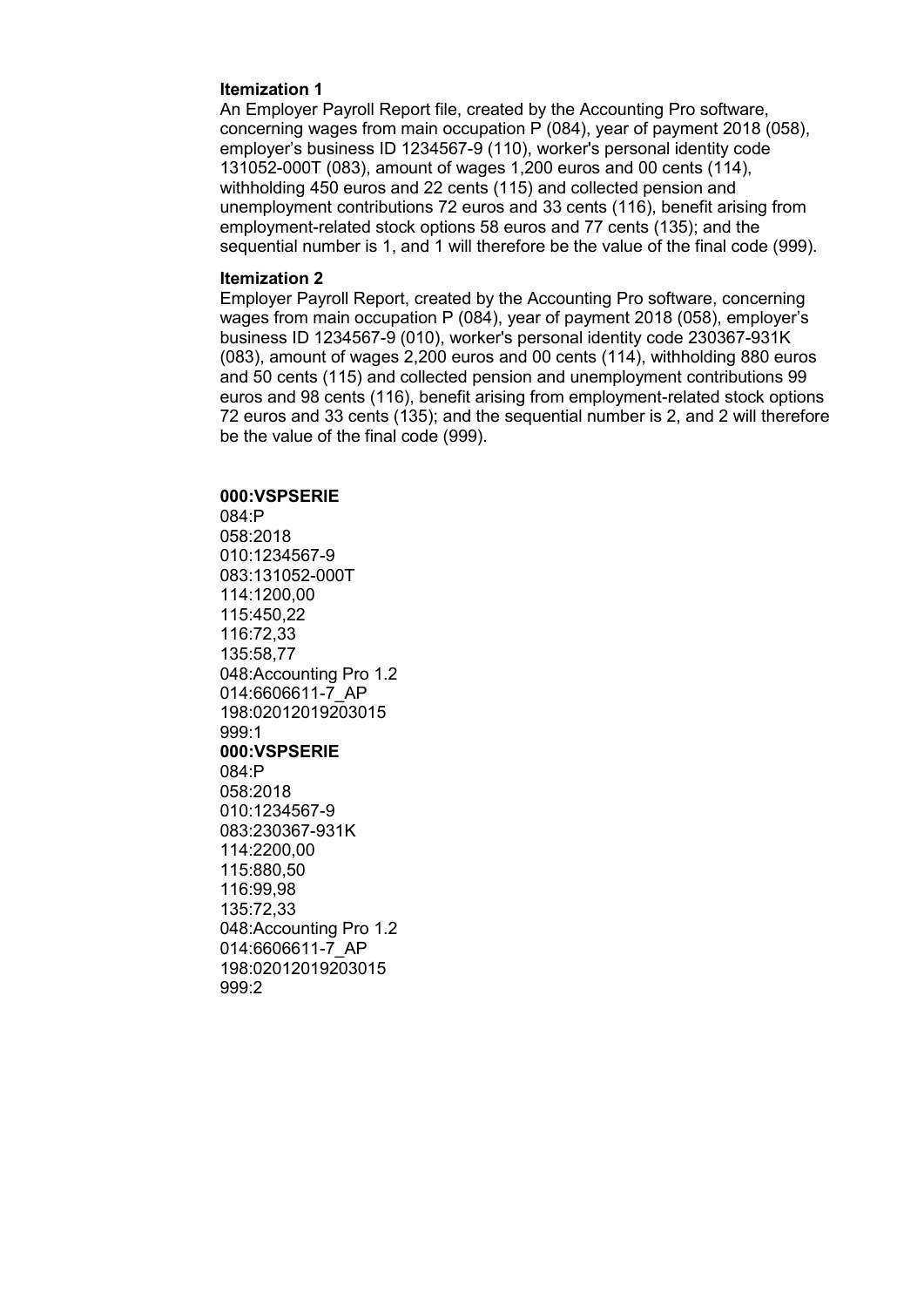**Itemization 1**

An Employer Payroll Report file, created by the Accounting Pro software, concerning wages from main occupation P (084), year of payment 2018 (058), employer's business ID 1234567-9 (110), worker's personal identity code 131052-000T (083), amount of wages 1,200 euros and 00 cents (114), withholding 450 euros and 22 cents (115) and collected pension and unemployment contributions 72 euros and 33 cents (116), benefit arising from employment-related stock options 58 euros and 77 cents (135); and the sequential number is 1, and 1 will therefore be the value of the final code (999).

**Itemization 2**

Employer Payroll Report, created by the Accounting Pro software, concerning wages from main occupation P (084), year of payment 2018 (058), employer's business ID 1234567-9 (010), worker's personal identity code 230367-931K (083), amount of wages 2,200 euros and 00 cents (114), withholding 880 euros and 50 cents (115) and collected pension and unemployment contributions 99 euros and 98 cents (116), benefit arising from employment-related stock options 72 euros and 33 cents (135); and the sequential number is 2, and 2 will therefore be the value of the final code (999).

**000:VSPSERIE**
084:P
058:2018
010:1234567-9
083:131052-000T
114:1200,00
115:450,22
116:72,33
135:58,77
048:Accounting Pro 1.2
014:6606611-7_AP
198:02012019203015
999:1
**000:VSPSERIE**
084:P
058:2018
010:1234567-9
083:230367-931K
114:2200,00
115:880,50
116:99,98
135:72,33
048:Accounting Pro 1.2
014:6606611-7_AP
198:02012019203015
999:2